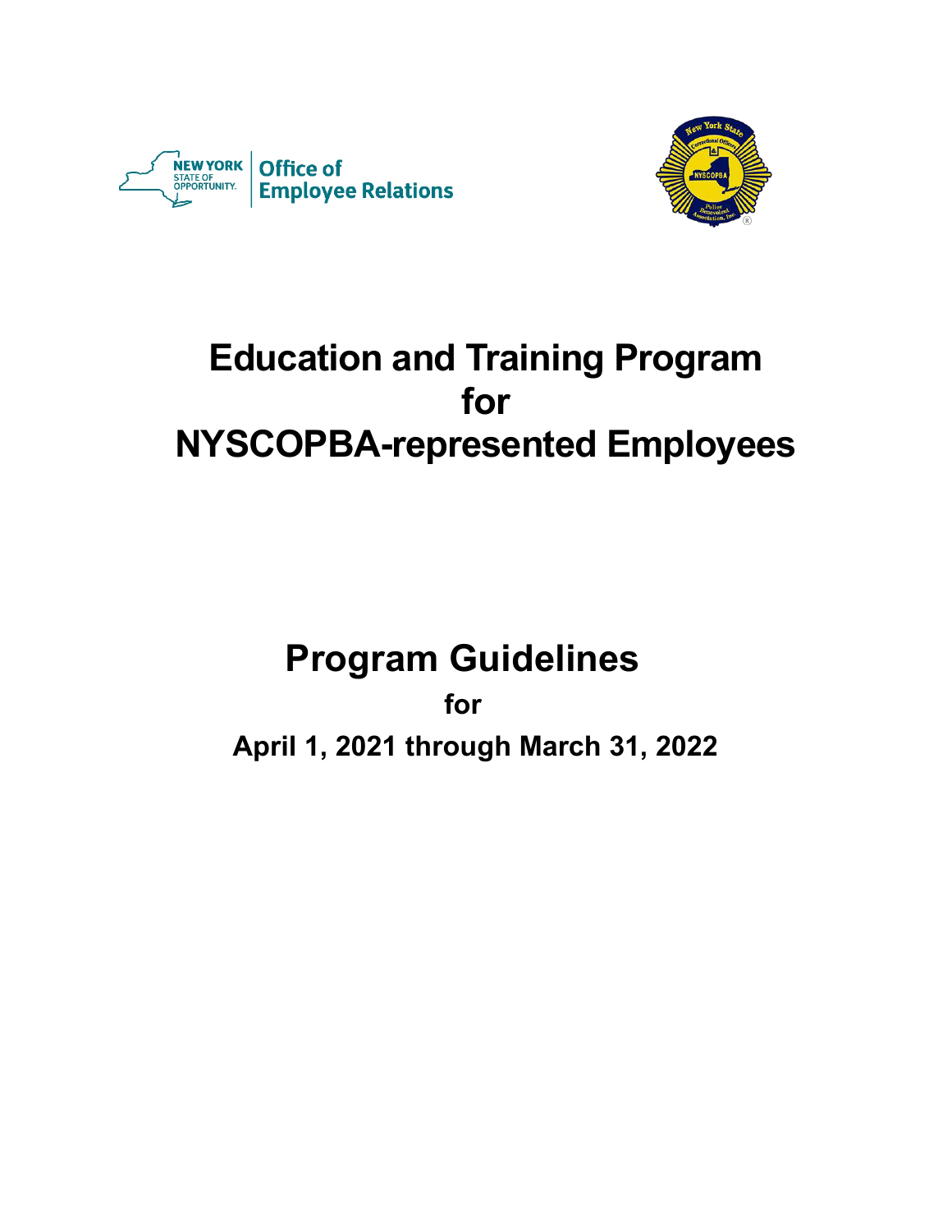NEW YORK STATE OF OPPORTUNITY. | Office of Employee Relations

# Education and Training Program for NYSCOPBA-represented Employees

## Program Guidelines

**for**

**April 1, 2021 through March 31, 2022**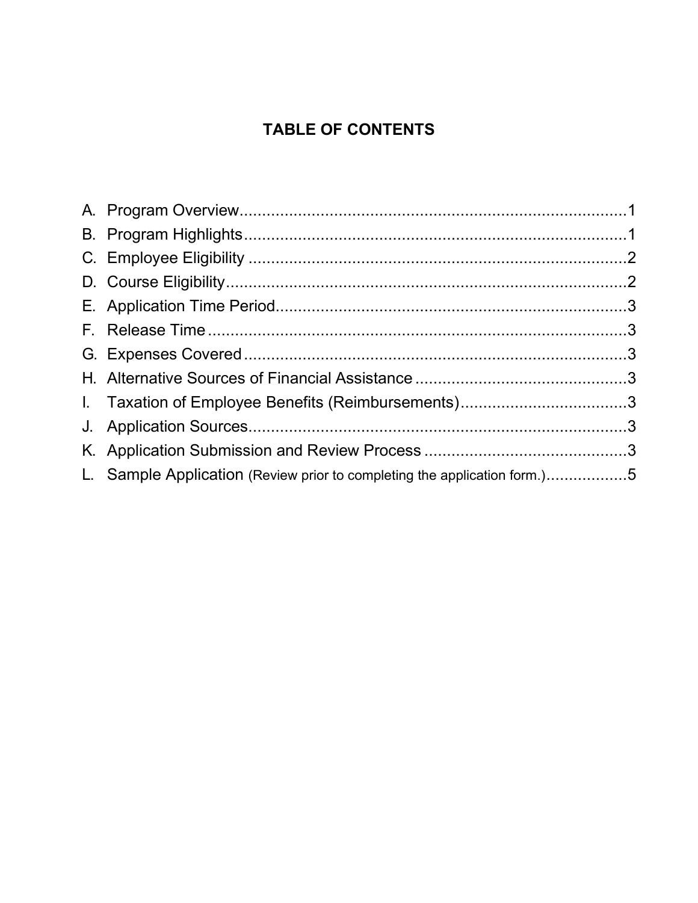# TABLE OF CONTENTS

A. Program Overview....................................................................................1
B. Program Highlights....................................................................................1
C. Employee Eligibility ....................................................................................2
D. Course Eligibility.........................................................................................2
E. Application Time Period.............................................................................3
F. Release Time .............................................................................................3
G. Expenses Covered ....................................................................................3
H. Alternative Sources of Financial Assistance ..............................................3
I. Taxation of Employee Benefits (Reimbursements).....................................3
J. Application Sources....................................................................................3
K. Application Submission and Review Process ............................................3
L. Sample Application (Review prior to completing the application form.).................5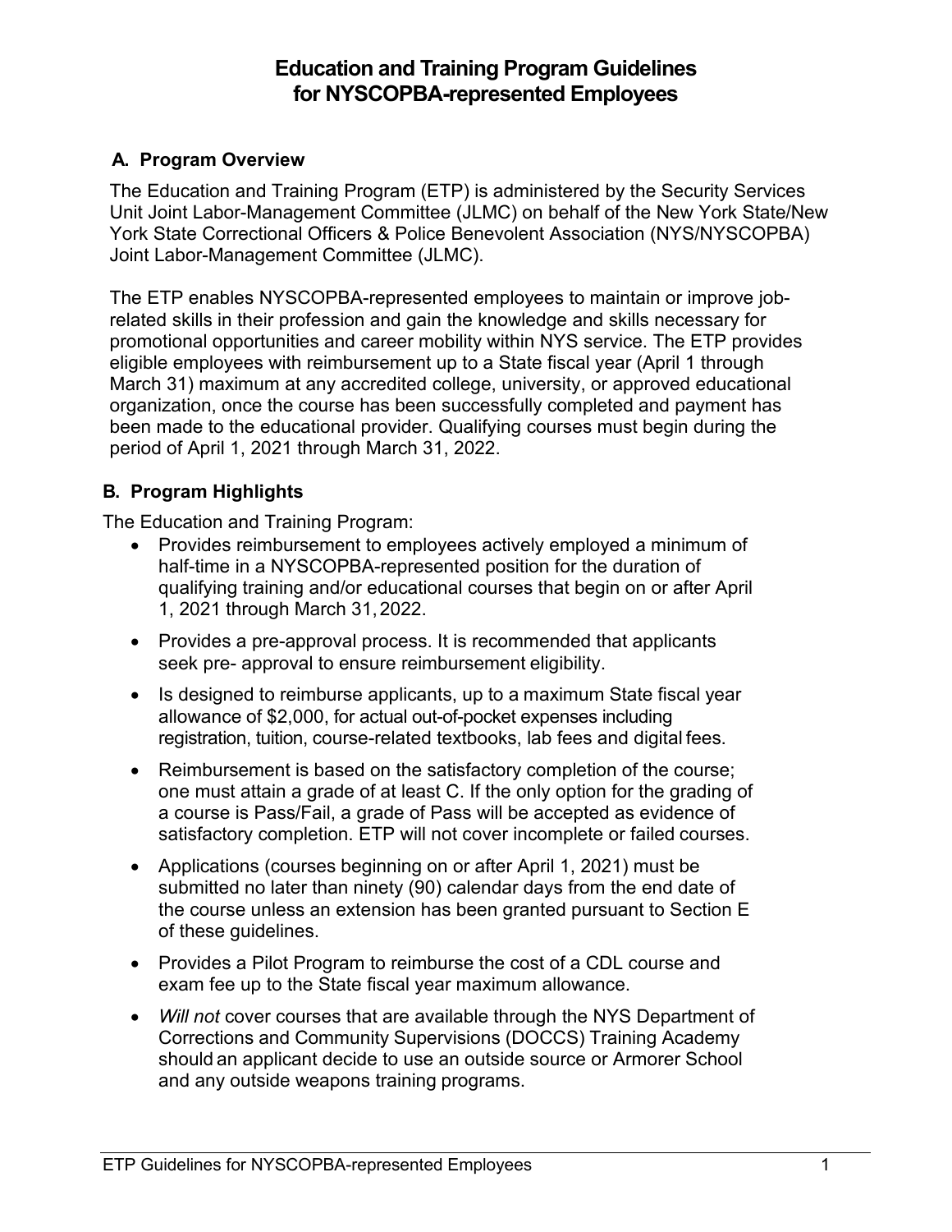# Education and Training Program Guidelines for NYSCOPBA-represented Employees

## A. Program Overview

The Education and Training Program (ETP) is administered by the Security Services Unit Joint Labor-Management Committee (JLMC) on behalf of the New York State/New York State Correctional Officers & Police Benevolent Association (NYS/NYSCOPBA) Joint Labor-Management Committee (JLMC).

The ETP enables NYSCOPBA-represented employees to maintain or improve job-related skills in their profession and gain the knowledge and skills necessary for promotional opportunities and career mobility within NYS service. The ETP provides eligible employees with reimbursement up to a State fiscal year (April 1 through March 31) maximum at any accredited college, university, or approved educational organization, once the course has been successfully completed and payment has been made to the educational provider. Qualifying courses must begin during the period of April 1, 2021 through March 31, 2022.

## B. Program Highlights

The Education and Training Program:

- Provides reimbursement to employees actively employed a minimum of half-time in a NYSCOPBA-represented position for the duration of qualifying training and/or educational courses that begin on or after April 1, 2021 through March 31, 2022.
- Provides a pre-approval process. It is recommended that applicants seek pre- approval to ensure reimbursement eligibility.
- Is designed to reimburse applicants, up to a maximum State fiscal year allowance of $2,000, for actual out-of-pocket expenses including registration, tuition, course-related textbooks, lab fees and digital fees.
- Reimbursement is based on the satisfactory completion of the course; one must attain a grade of at least C. If the only option for the grading of a course is Pass/Fail, a grade of Pass will be accepted as evidence of satisfactory completion. ETP will not cover incomplete or failed courses.
- Applications (courses beginning on or after April 1, 2021) must be submitted no later than ninety (90) calendar days from the end date of the course unless an extension has been granted pursuant to Section E of these guidelines.
- Provides a Pilot Program to reimburse the cost of a CDL course and exam fee up to the State fiscal year maximum allowance.
- *Will not* cover courses that are available through the NYS Department of Corrections and Community Supervisions (DOCCS) Training Academy should an applicant decide to use an outside source or Armorer School and any outside weapons training programs.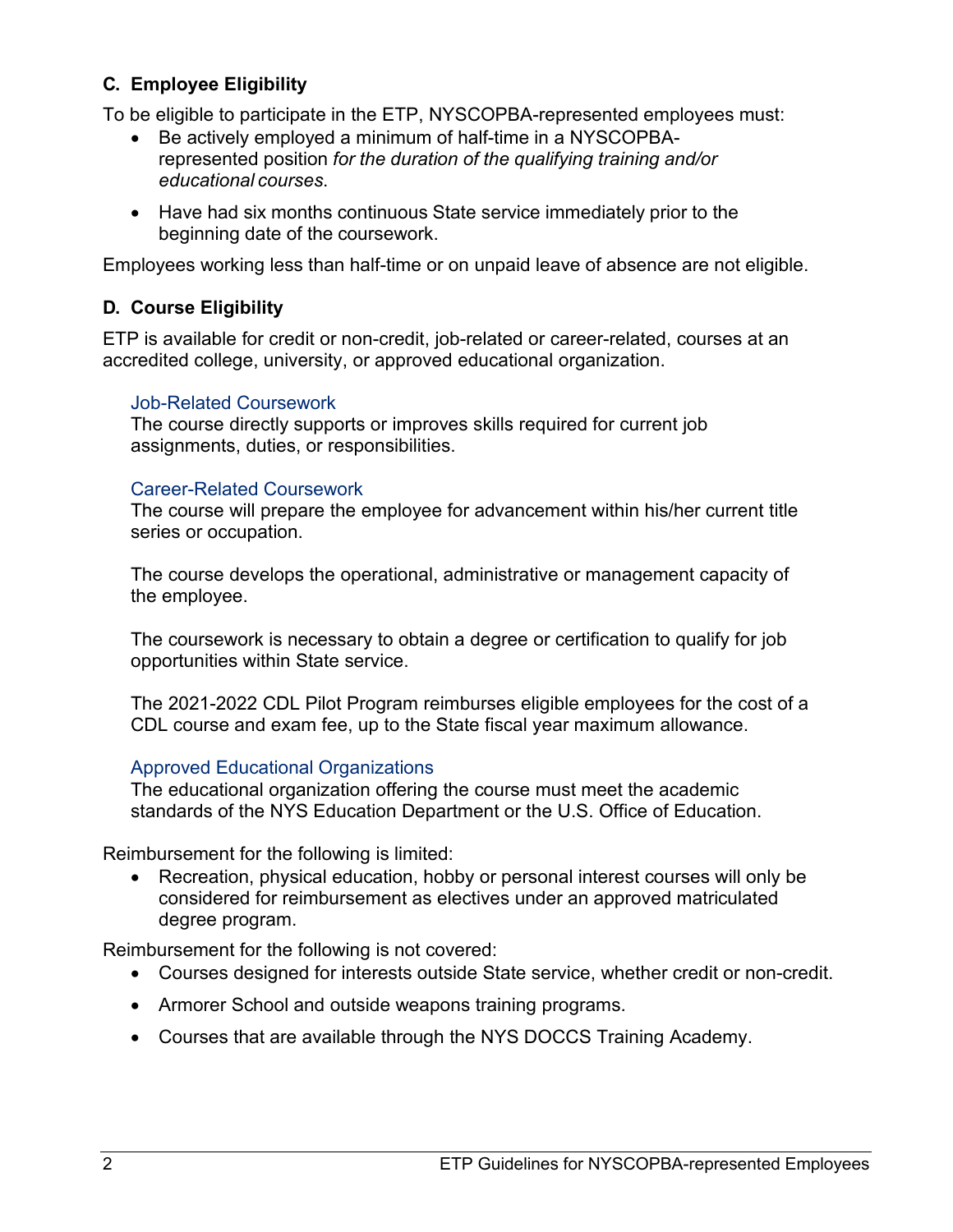### C. Employee Eligibility

To be eligible to participate in the ETP, NYSCOPBA-represented employees must:

- Be actively employed a minimum of half-time in a NYSCOPBA-represented position *for the duration of the qualifying training and/or educational courses*.
- Have had six months continuous State service immediately prior to the beginning date of the coursework.

Employees working less than half-time or on unpaid leave of absence are not eligible.

### D. Course Eligibility

ETP is available for credit or non-credit, job-related or career-related, courses at an accredited college, university, or approved educational organization.

#### Job-Related Coursework

The course directly supports or improves skills required for current job assignments, duties, or responsibilities.

#### Career-Related Coursework

The course will prepare the employee for advancement within his/her current title series or occupation.

The course develops the operational, administrative or management capacity of the employee.

The coursework is necessary to obtain a degree or certification to qualify for job opportunities within State service.

The 2021-2022 CDL Pilot Program reimburses eligible employees for the cost of a CDL course and exam fee, up to the State fiscal year maximum allowance.

#### Approved Educational Organizations

The educational organization offering the course must meet the academic standards of the NYS Education Department or the U.S. Office of Education.

Reimbursement for the following is limited:

- Recreation, physical education, hobby or personal interest courses will only be considered for reimbursement as electives under an approved matriculated degree program.

Reimbursement for the following is not covered:

- Courses designed for interests outside State service, whether credit or non-credit.
- Armorer School and outside weapons training programs.
- Courses that are available through the NYS DOCCS Training Academy.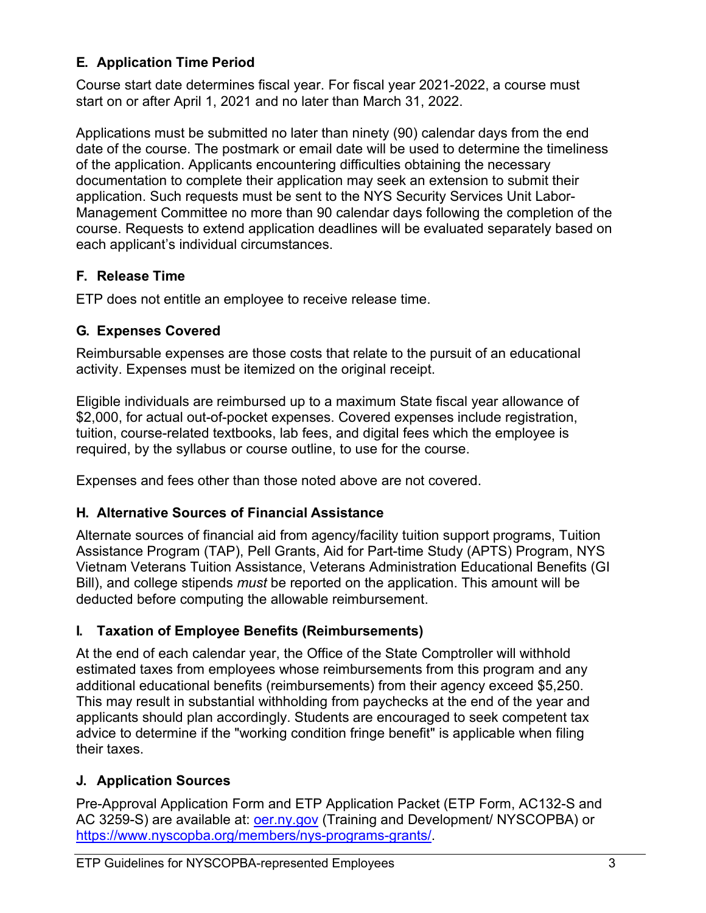## E. Application Time Period

Course start date determines fiscal year. For fiscal year 2021-2022, a course must start on or after April 1, 2021 and no later than March 31, 2022.

Applications must be submitted no later than ninety (90) calendar days from the end date of the course. The postmark or email date will be used to determine the timeliness of the application. Applicants encountering difficulties obtaining the necessary documentation to complete their application may seek an extension to submit their application. Such requests must be sent to the NYS Security Services Unit Labor-Management Committee no more than 90 calendar days following the completion of the course. Requests to extend application deadlines will be evaluated separately based on each applicant's individual circumstances.

## F. Release Time

ETP does not entitle an employee to receive release time.

## G. Expenses Covered

Reimbursable expenses are those costs that relate to the pursuit of an educational activity. Expenses must be itemized on the original receipt.

Eligible individuals are reimbursed up to a maximum State fiscal year allowance of $2,000, for actual out-of-pocket expenses. Covered expenses include registration, tuition, course-related textbooks, lab fees, and digital fees which the employee is required, by the syllabus or course outline, to use for the course.

Expenses and fees other than those noted above are not covered.

## H. Alternative Sources of Financial Assistance

Alternate sources of financial aid from agency/facility tuition support programs, Tuition Assistance Program (TAP), Pell Grants, Aid for Part-time Study (APTS) Program, NYS Vietnam Veterans Tuition Assistance, Veterans Administration Educational Benefits (GI Bill), and college stipends *must* be reported on the application. This amount will be deducted before computing the allowable reimbursement.

## I. Taxation of Employee Benefits (Reimbursements)

At the end of each calendar year, the Office of the State Comptroller will withhold estimated taxes from employees whose reimbursements from this program and any additional educational benefits (reimbursements) from their agency exceed $5,250. This may result in substantial withholding from paychecks at the end of the year and applicants should plan accordingly. Students are encouraged to seek competent tax advice to determine if the "working condition fringe benefit" is applicable when filing their taxes.

## J. Application Sources

Pre-Approval Application Form and ETP Application Packet (ETP Form, AC132-S and AC 3259-S) are available at: [oer.ny.gov](oer.ny.gov) (Training and Development/ NYSCOPBA) or [https://www.nyscopba.org/members/nys-programs-grants/](https://www.nyscopba.org/members/nys-programs-grants/).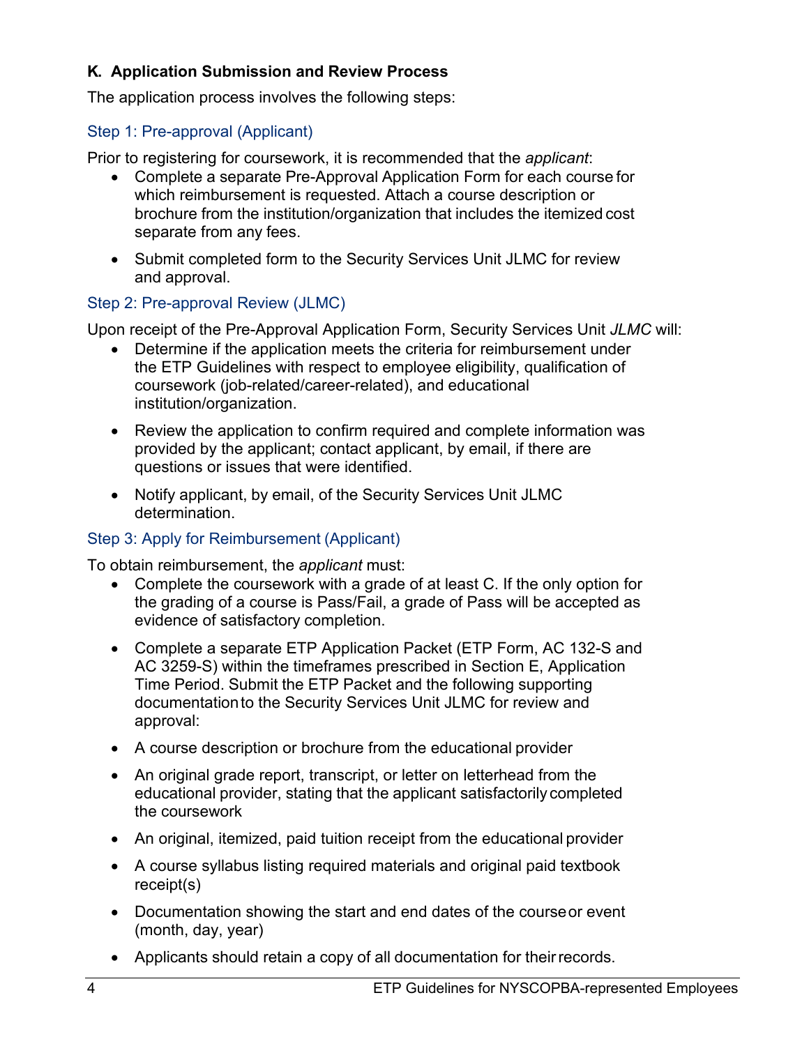### K. Application Submission and Review Process

The application process involves the following steps:

#### Step 1: Pre-approval (Applicant)

Prior to registering for coursework, it is recommended that the *applicant*:

- Complete a separate Pre-Approval Application Form for each course for which reimbursement is requested. Attach a course description or brochure from the institution/organization that includes the itemized cost separate from any fees.
- Submit completed form to the Security Services Unit JLMC for review and approval.

#### Step 2: Pre-approval Review (JLMC)

Upon receipt of the Pre-Approval Application Form, Security Services Unit *JLMC* will:

- Determine if the application meets the criteria for reimbursement under the ETP Guidelines with respect to employee eligibility, qualification of coursework (job-related/career-related), and educational institution/organization.
- Review the application to confirm required and complete information was provided by the applicant; contact applicant, by email, if there are questions or issues that were identified.
- Notify applicant, by email, of the Security Services Unit JLMC determination.

#### Step 3: Apply for Reimbursement (Applicant)

To obtain reimbursement, the *applicant* must:

- Complete the coursework with a grade of at least C. If the only option for the grading of a course is Pass/Fail, a grade of Pass will be accepted as evidence of satisfactory completion.
- Complete a separate ETP Application Packet (ETP Form, AC 132-S and AC 3259-S) within the timeframes prescribed in Section E, Application Time Period. Submit the ETP Packet and the following supporting documentation to the Security Services Unit JLMC for review and approval:
- A course description or brochure from the educational provider
- An original grade report, transcript, or letter on letterhead from the educational provider, stating that the applicant satisfactorily completed the coursework
- An original, itemized, paid tuition receipt from the educational provider
- A course syllabus listing required materials and original paid textbook receipt(s)
- Documentation showing the start and end dates of the course or event (month, day, year)
- Applicants should retain a copy of all documentation for their records.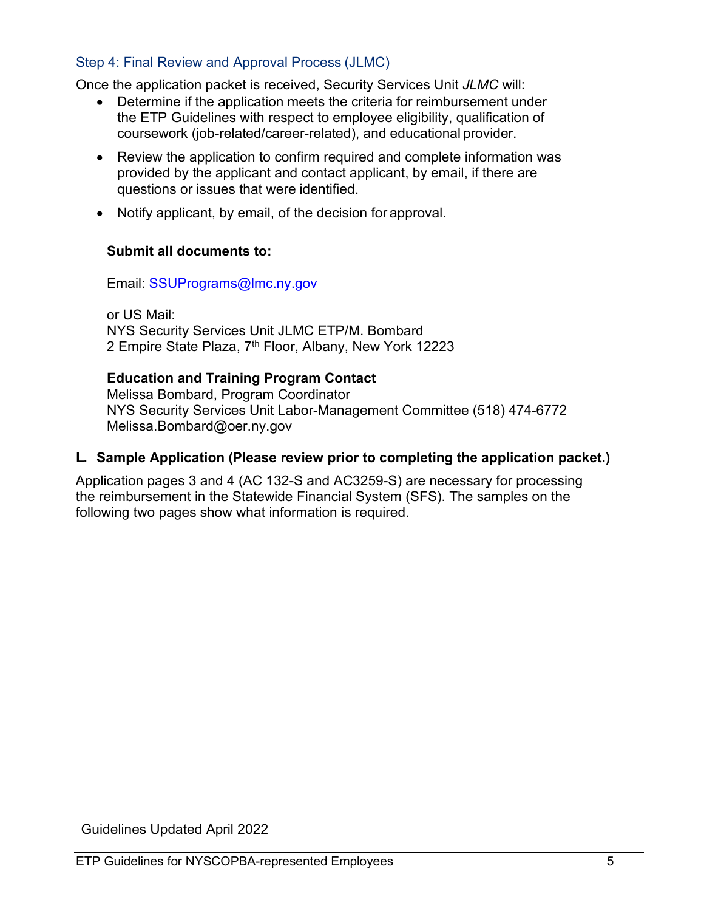### Step 4: Final Review and Approval Process (JLMC)

Once the application packet is received, Security Services Unit *JLMC* will:

- Determine if the application meets the criteria for reimbursement under the ETP Guidelines with respect to employee eligibility, qualification of coursework (job-related/career-related), and educational provider.
- Review the application to confirm required and complete information was provided by the applicant and contact applicant, by email, if there are questions or issues that were identified.
- Notify applicant, by email, of the decision for approval.

**Submit all documents to:**

Email: SSUPrograms@lmc.ny.gov

or US Mail:
NYS Security Services Unit JLMC ETP/M. Bombard
2 Empire State Plaza, 7th Floor, Albany, New York 12223

**Education and Training Program Contact**
Melissa Bombard, Program Coordinator
NYS Security Services Unit Labor-Management Committee (518) 474-6772
Melissa.Bombard@oer.ny.gov

## L. Sample Application (Please review prior to completing the application packet.)

Application pages 3 and 4 (AC 132-S and AC3259-S) are necessary for processing the reimbursement in the Statewide Financial System (SFS). The samples on the following two pages show what information is required.

Guidelines Updated April 2022